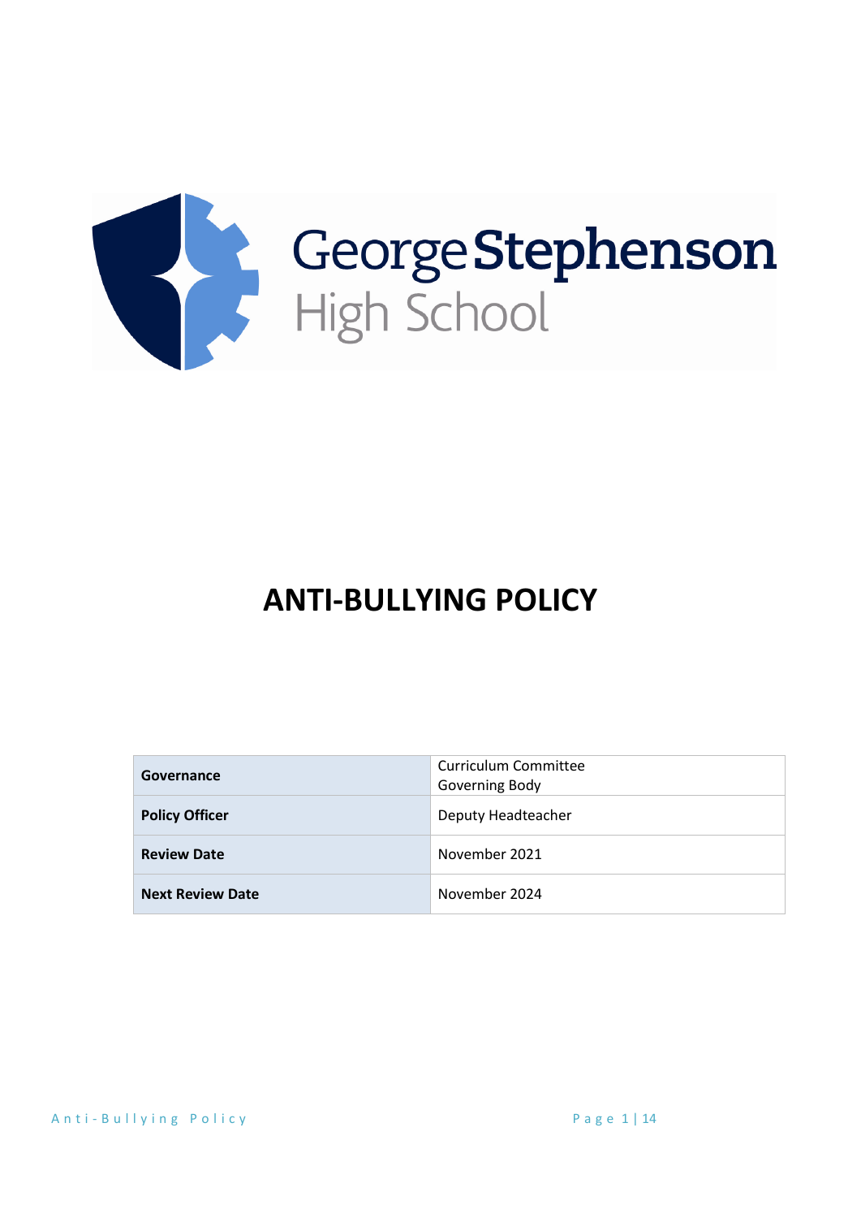George Stephenson High School

# ANTI-BULLYING POLICY

| | |
|---|---|
| **Governance** | Curriculum Committee<br>Governing Body |
| **Policy Officer** | Deputy Headteacher |
| **Review Date** | November 2021 |
| **Next Review Date** | November 2024 |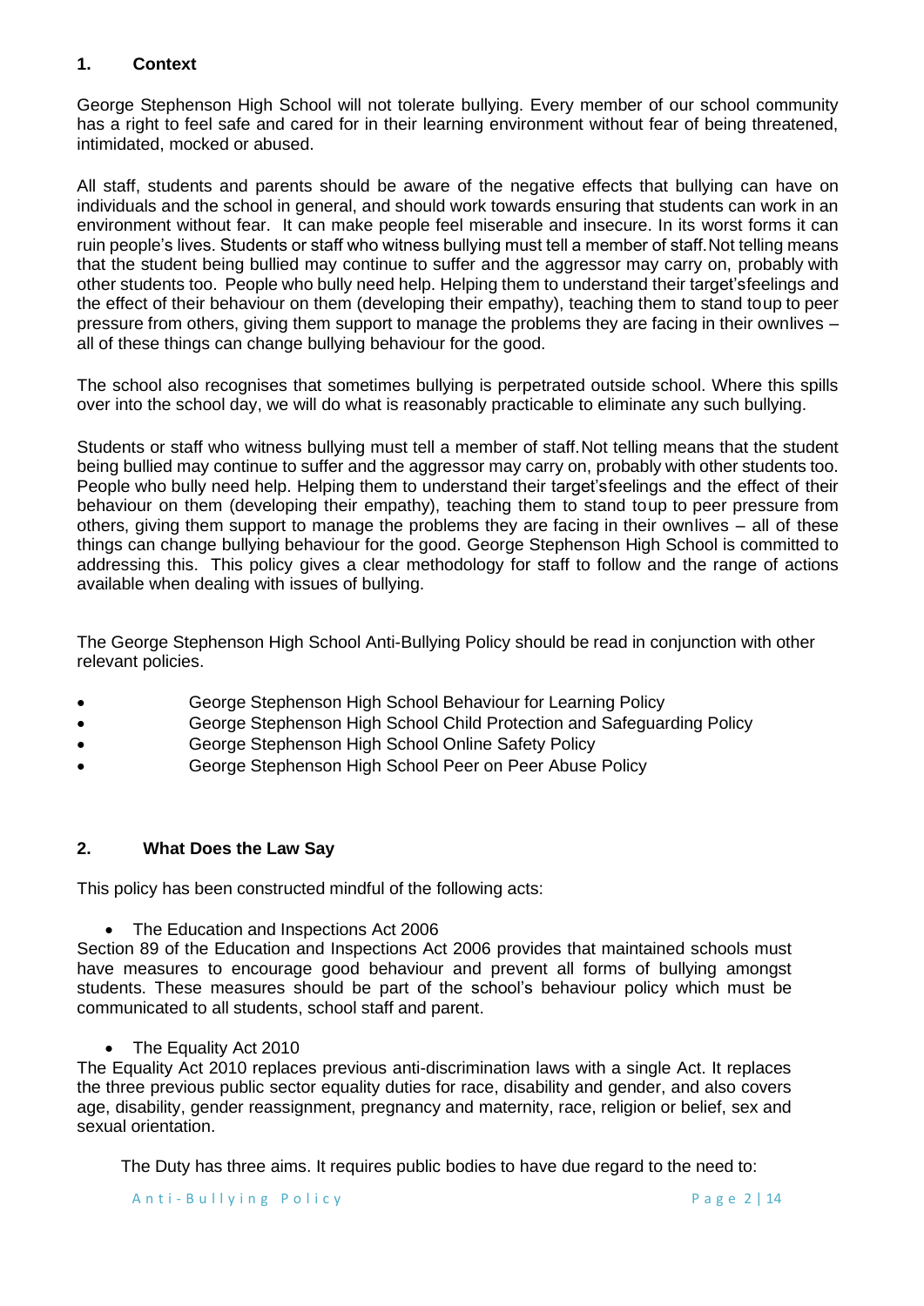## 1. Context

George Stephenson High School will not tolerate bullying. Every member of our school community has a right to feel safe and cared for in their learning environment without fear of being threatened, intimidated, mocked or abused.

All staff, students and parents should be aware of the negative effects that bullying can have on individuals and the school in general, and should work towards ensuring that students can work in an environment without fear. It can make people feel miserable and insecure. In its worst forms it can ruin people's lives. Students or staff who witness bullying must tell a member of staff. Not telling means that the student being bullied may continue to suffer and the aggressor may carry on, probably with other students too. People who bully need help. Helping them to understand their target's feelings and the effect of their behaviour on them (developing their empathy), teaching them to stand up to peer pressure from others, giving them support to manage the problems they are facing in their own lives – all of these things can change bullying behaviour for the good.

The school also recognises that sometimes bullying is perpetrated outside school. Where this spills over into the school day, we will do what is reasonably practicable to eliminate any such bullying.

Students or staff who witness bullying must tell a member of staff. Not telling means that the student being bullied may continue to suffer and the aggressor may carry on, probably with other students too. People who bully need help. Helping them to understand their target's feelings and the effect of their behaviour on them (developing their empathy), teaching them to stand up to peer pressure from others, giving them support to manage the problems they are facing in their own lives – all of these things can change bullying behaviour for the good. George Stephenson High School is committed to addressing this. This policy gives a clear methodology for staff to follow and the range of actions available when dealing with issues of bullying.

The George Stephenson High School Anti-Bullying Policy should be read in conjunction with other relevant policies.

- George Stephenson High School Behaviour for Learning Policy
- George Stephenson High School Child Protection and Safeguarding Policy
- George Stephenson High School Online Safety Policy
- George Stephenson High School Peer on Peer Abuse Policy

## 2. What Does the Law Say

This policy has been constructed mindful of the following acts:

- The Education and Inspections Act 2006

Section 89 of the Education and Inspections Act 2006 provides that maintained schools must have measures to encourage good behaviour and prevent all forms of bullying amongst students. These measures should be part of the school's behaviour policy which must be communicated to all students, school staff and parent.

- The Equality Act 2010

The Equality Act 2010 replaces previous anti-discrimination laws with a single Act. It replaces the three previous public sector equality duties for race, disability and gender, and also covers age, disability, gender reassignment, pregnancy and maternity, race, religion or belief, sex and sexual orientation.

The Duty has three aims. It requires public bodies to have due regard to the need to: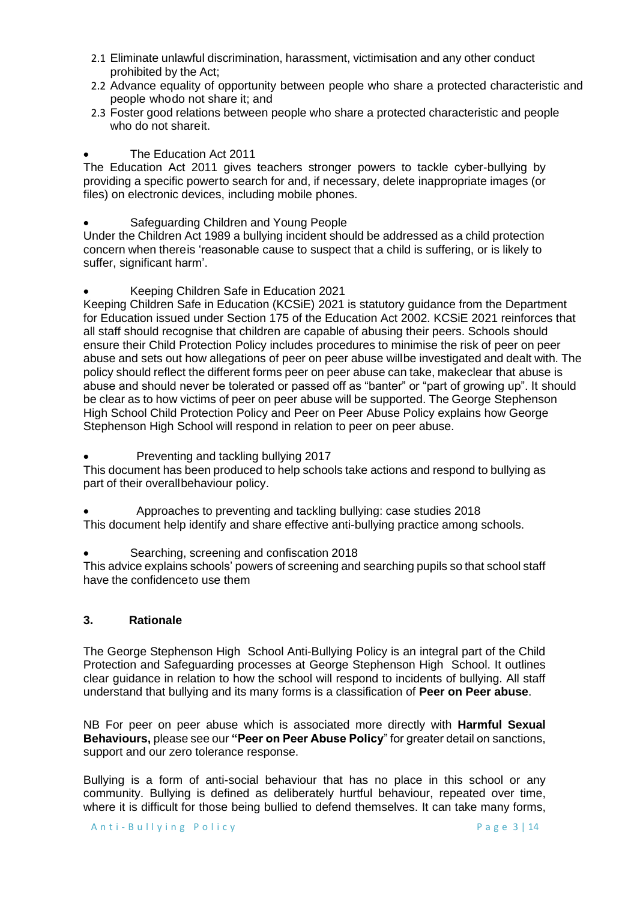2.1 Eliminate unlawful discrimination, harassment, victimisation and any other conduct prohibited by the Act;
2.2 Advance equality of opportunity between people who share a protected characteristic and people whodo not share it; and
2.3 Foster good relations between people who share a protected characteristic and people who do not shareit.

- The Education Act 2011

The Education Act 2011 gives teachers stronger powers to tackle cyber-bullying by providing a specific powerto search for and, if necessary, delete inappropriate images (or files) on electronic devices, including mobile phones.

- Safeguarding Children and Young People

Under the Children Act 1989 a bullying incident should be addressed as a child protection concern when thereis 'reasonable cause to suspect that a child is suffering, or is likely to suffer, significant harm'.

- Keeping Children Safe in Education 2021

Keeping Children Safe in Education (KCSiE) 2021 is statutory guidance from the Department for Education issued under Section 175 of the Education Act 2002. KCSiE 2021 reinforces that all staff should recognise that children are capable of abusing their peers. Schools should ensure their Child Protection Policy includes procedures to minimise the risk of peer on peer abuse and sets out how allegations of peer on peer abuse willbe investigated and dealt with. The policy should reflect the different forms peer on peer abuse can take, makeclear that abuse is abuse and should never be tolerated or passed off as "banter" or "part of growing up". It should be clear as to how victims of peer on peer abuse will be supported. The George Stephenson High School Child Protection Policy and Peer on Peer Abuse Policy explains how George Stephenson High School will respond in relation to peer on peer abuse.

- Preventing and tackling bullying 2017

This document has been produced to help schools take actions and respond to bullying as part of their overallbehaviour policy.

- Approaches to preventing and tackling bullying: case studies 2018

This document help identify and share effective anti-bullying practice among schools.

- Searching, screening and confiscation 2018

This advice explains schools' powers of screening and searching pupils so that school staff have the confidenceto use them

## 3. Rationale

The George Stephenson High School Anti-Bullying Policy is an integral part of the Child Protection and Safeguarding processes at George Stephenson High School. It outlines clear guidance in relation to how the school will respond to incidents of bullying. All staff understand that bullying and its many forms is a classification of **Peer on Peer abuse**.

NB For peer on peer abuse which is associated more directly with **Harmful Sexual Behaviours,** please see our **"Peer on Peer Abuse Policy**" for greater detail on sanctions, support and our zero tolerance response.

Bullying is a form of anti-social behaviour that has no place in this school or any community. Bullying is defined as deliberately hurtful behaviour, repeated over time, where it is difficult for those being bullied to defend themselves. It can take many forms,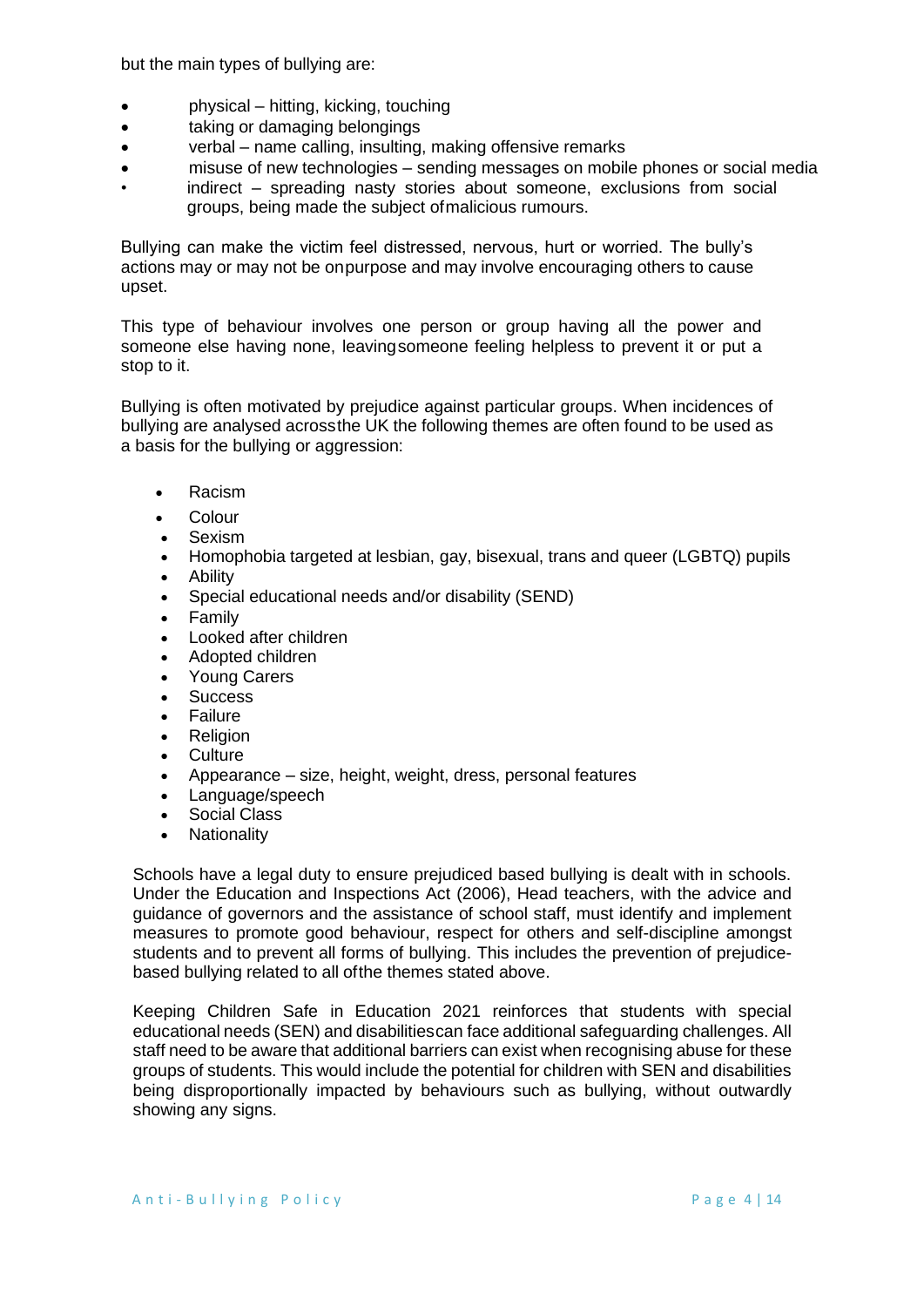but the main types of bullying are:

- physical – hitting, kicking, touching
- taking or damaging belongings
- verbal – name calling, insulting, making offensive remarks
- misuse of new technologies – sending messages on mobile phones or social media
- indirect – spreading nasty stories about someone, exclusions from social groups, being made the subject of malicious rumours.

Bullying can make the victim feel distressed, nervous, hurt or worried. The bully's actions may or may not be on purpose and may involve encouraging others to cause upset.

This type of behaviour involves one person or group having all the power and someone else having none, leaving someone feeling helpless to prevent it or put a stop to it.

Bullying is often motivated by prejudice against particular groups. When incidences of bullying are analysed across the UK the following themes are often found to be used as a basis for the bullying or aggression:

- Racism
- Colour
- Sexism
- Homophobia targeted at lesbian, gay, bisexual, trans and queer (LGBTQ) pupils
- Ability
- Special educational needs and/or disability (SEND)
- Family
- Looked after children
- Adopted children
- Young Carers
- Success
- Failure
- Religion
- Culture
- Appearance – size, height, weight, dress, personal features
- Language/speech
- Social Class
- Nationality

Schools have a legal duty to ensure prejudiced based bullying is dealt with in schools. Under the Education and Inspections Act (2006), Head teachers, with the advice and guidance of governors and the assistance of school staff, must identify and implement measures to promote good behaviour, respect for others and self-discipline amongst students and to prevent all forms of bullying. This includes the prevention of prejudice-based bullying related to all of the themes stated above.

Keeping Children Safe in Education 2021 reinforces that students with special educational needs (SEN) and disabilities can face additional safeguarding challenges. All staff need to be aware that additional barriers can exist when recognising abuse for these groups of students. This would include the potential for children with SEN and disabilities being disproportionally impacted by behaviours such as bullying, without outwardly showing any signs.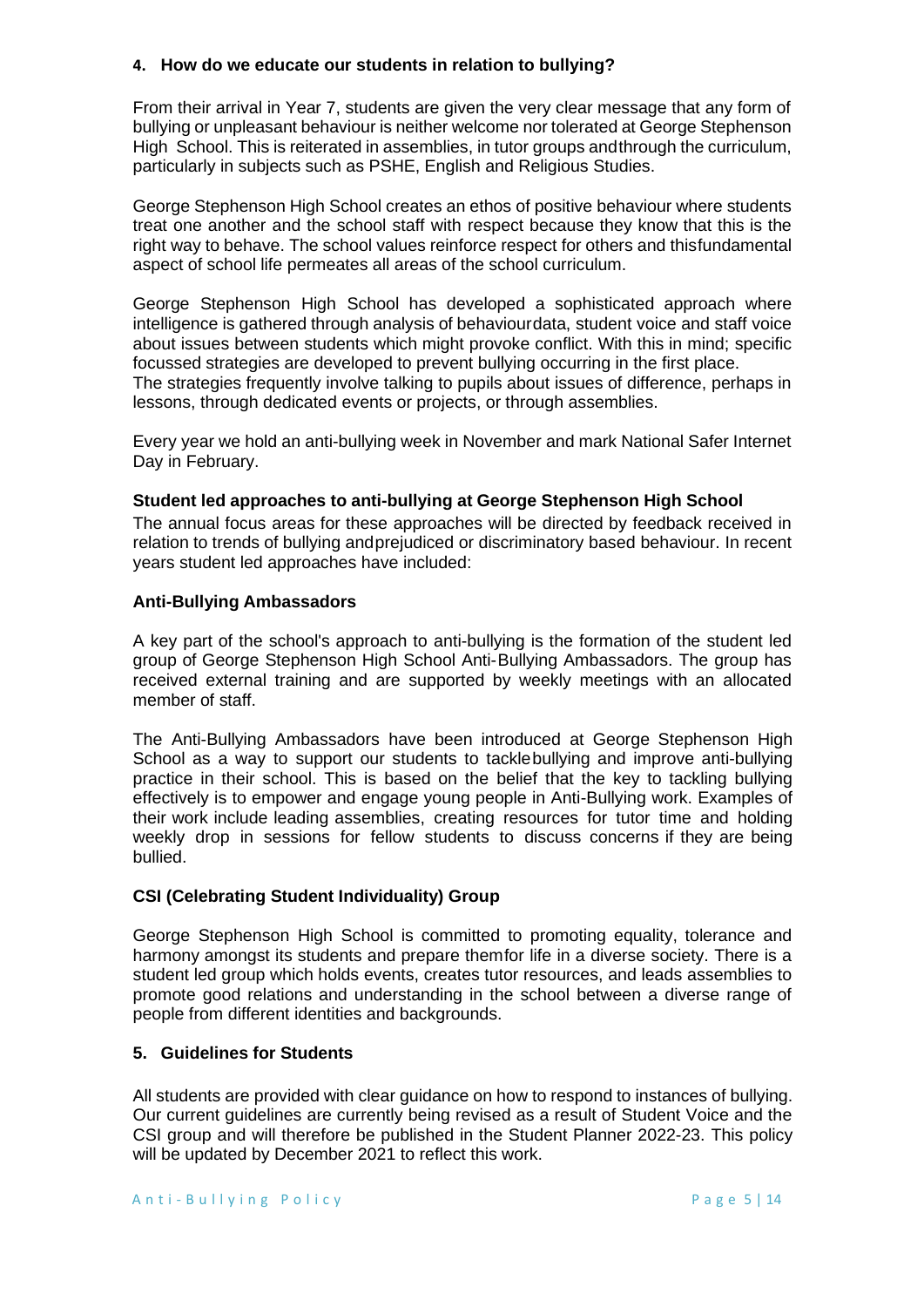## 4. How do we educate our students in relation to bullying?

From their arrival in Year 7, students are given the very clear message that any form of bullying or unpleasant behaviour is neither welcome nor tolerated at George Stephenson High School. This is reiterated in assemblies, in tutor groups andthrough the curriculum, particularly in subjects such as PSHE, English and Religious Studies.

George Stephenson High School creates an ethos of positive behaviour where students treat one another and the school staff with respect because they know that this is the right way to behave. The school values reinforce respect for others and thisfundamental aspect of school life permeates all areas of the school curriculum.

George Stephenson High School has developed a sophisticated approach where intelligence is gathered through analysis of behaviourdata, student voice and staff voice about issues between students which might provoke conflict. With this in mind; specific focussed strategies are developed to prevent bullying occurring in the first place. The strategies frequently involve talking to pupils about issues of difference, perhaps in lessons, through dedicated events or projects, or through assemblies.

Every year we hold an anti-bullying week in November and mark National Safer Internet Day in February.

### Student led approaches to anti-bullying at George Stephenson High School

The annual focus areas for these approaches will be directed by feedback received in relation to trends of bullying andprejudiced or discriminatory based behaviour. In recent years student led approaches have included:

### Anti-Bullying Ambassadors

A key part of the school's approach to anti-bullying is the formation of the student led group of George Stephenson High School Anti-Bullying Ambassadors. The group has received external training and are supported by weekly meetings with an allocated member of staff.

The Anti-Bullying Ambassadors have been introduced at George Stephenson High School as a way to support our students to tacklebullying and improve anti-bullying practice in their school. This is based on the belief that the key to tackling bullying effectively is to empower and engage young people in Anti-Bullying work. Examples of their work include leading assemblies, creating resources for tutor time and holding weekly drop in sessions for fellow students to discuss concerns if they are being bullied.

### CSI (Celebrating Student Individuality) Group

George Stephenson High School is committed to promoting equality, tolerance and harmony amongst its students and prepare themfor life in a diverse society. There is a student led group which holds events, creates tutor resources, and leads assemblies to promote good relations and understanding in the school between a diverse range of people from different identities and backgrounds.

## 5. Guidelines for Students

All students are provided with clear guidance on how to respond to instances of bullying. Our current guidelines are currently being revised as a result of Student Voice and the CSI group and will therefore be published in the Student Planner 2022-23. This policy will be updated by December 2021 to reflect this work.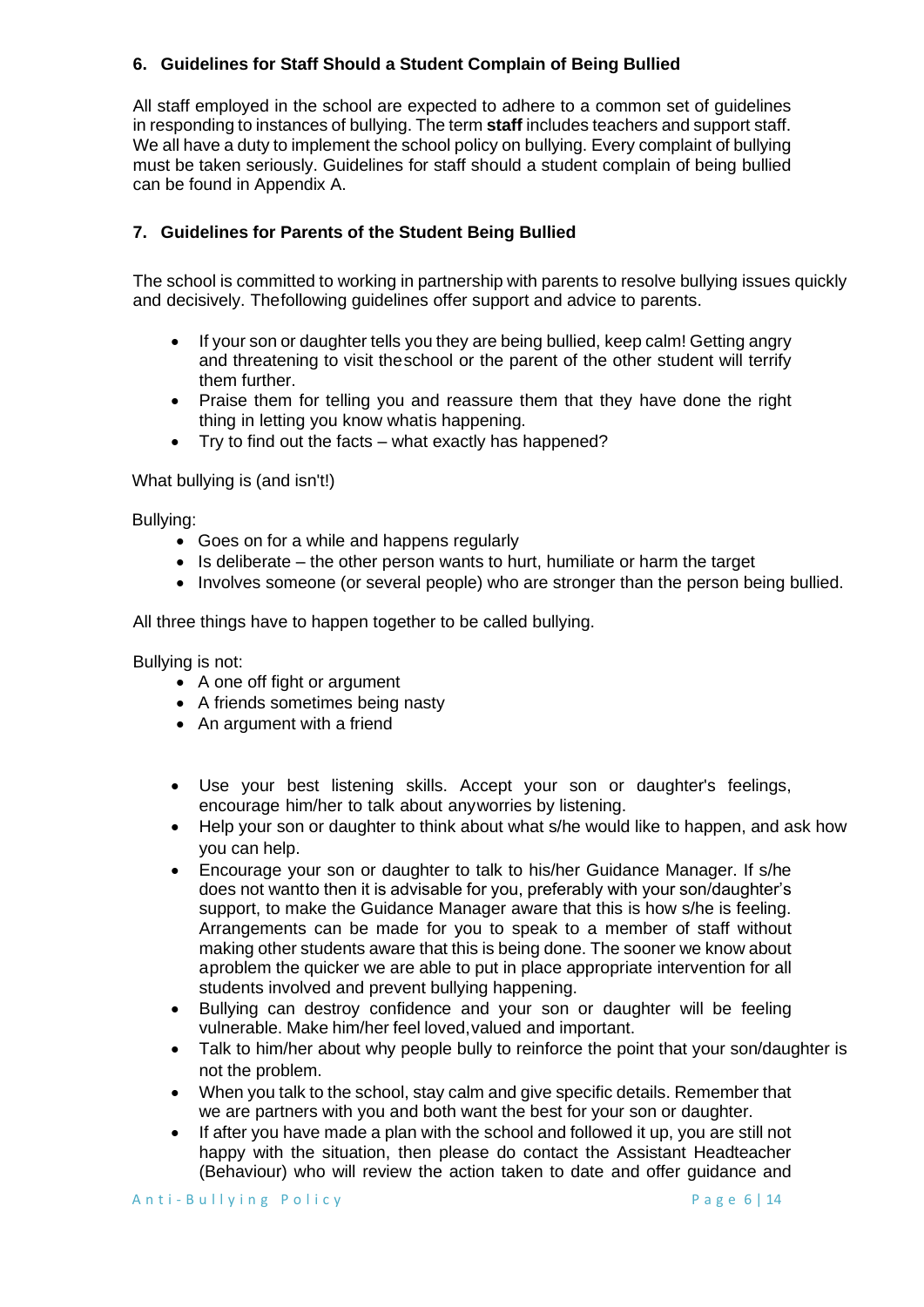## 6. Guidelines for Staff Should a Student Complain of Being Bullied

All staff employed in the school are expected to adhere to a common set of guidelines in responding to instances of bullying. The term **staff** includes teachers and support staff. We all have a duty to implement the school policy on bullying. Every complaint of bullying must be taken seriously. Guidelines for staff should a student complain of being bullied can be found in Appendix A.

## 7. Guidelines for Parents of the Student Being Bullied

The school is committed to working in partnership with parents to resolve bullying issues quickly and decisively. The following guidelines offer support and advice to parents.

- If your son or daughter tells you they are being bullied, keep calm! Getting angry and threatening to visit the school or the parent of the other student will terrify them further.
- Praise them for telling you and reassure them that they have done the right thing in letting you know what is happening.
- Try to find out the facts – what exactly has happened?

What bullying is (and isn't!)

Bullying:

- Goes on for a while and happens regularly
- Is deliberate – the other person wants to hurt, humiliate or harm the target
- Involves someone (or several people) who are stronger than the person being bullied.

All three things have to happen together to be called bullying.

Bullying is not:

- A one off fight or argument
- A friends sometimes being nasty
- An argument with a friend

- Use your best listening skills. Accept your son or daughter's feelings, encourage him/her to talk about any worries by listening.
- Help your son or daughter to think about what s/he would like to happen, and ask how you can help.
- Encourage your son or daughter to talk to his/her Guidance Manager. If s/he does not want to then it is advisable for you, preferably with your son/daughter's support, to make the Guidance Manager aware that this is how s/he is feeling. Arrangements can be made for you to speak to a member of staff without making other students aware that this is being done. The sooner we know about a problem the quicker we are able to put in place appropriate intervention for all students involved and prevent bullying happening.
- Bullying can destroy confidence and your son or daughter will be feeling vulnerable. Make him/her feel loved, valued and important.
- Talk to him/her about why people bully to reinforce the point that your son/daughter is not the problem.
- When you talk to the school, stay calm and give specific details. Remember that we are partners with you and both want the best for your son or daughter.
- If after you have made a plan with the school and followed it up, you are still not happy with the situation, then please do contact the Assistant Headteacher (Behaviour) who will review the action taken to date and offer guidance and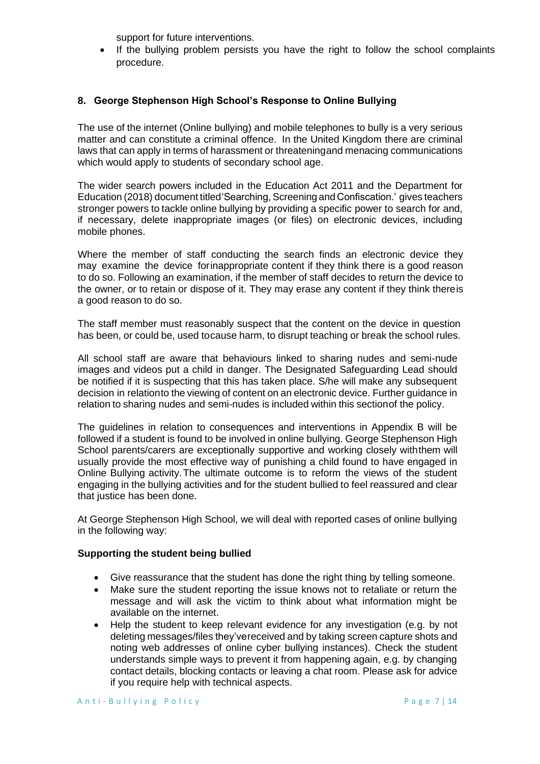support for future interventions.

- If the bullying problem persists you have the right to follow the school complaints procedure.

## 8. George Stephenson High School's Response to Online Bullying

The use of the internet (Online bullying) and mobile telephones to bully is a very serious matter and can constitute a criminal offence. In the United Kingdom there are criminal laws that can apply in terms of harassment or threateningand menacing communications which would apply to students of secondary school age.

The wider search powers included in the Education Act 2011 and the Department for Education (2018) document titled'Searching, Screening and Confiscation.' gives teachers stronger powers to tackle online bullying by providing a specific power to search for and, if necessary, delete inappropriate images (or files) on electronic devices, including mobile phones.

Where the member of staff conducting the search finds an electronic device they may examine the device forinappropriate content if they think there is a good reason to do so. Following an examination, if the member of staff decides to return the device to the owner, or to retain or dispose of it. They may erase any content if they think thereis a good reason to do so.

The staff member must reasonably suspect that the content on the device in question has been, or could be, used tocause harm, to disrupt teaching or break the school rules.

All school staff are aware that behaviours linked to sharing nudes and semi-nude images and videos put a child in danger. The Designated Safeguarding Lead should be notified if it is suspecting that this has taken place. S/he will make any subsequent decision in relationto the viewing of content on an electronic device. Further guidance in relation to sharing nudes and semi-nudes is included within this sectionof the policy.

The guidelines in relation to consequences and interventions in Appendix B will be followed if a student is found to be involved in online bullying. George Stephenson High School parents/carers are exceptionally supportive and working closely withthem will usually provide the most effective way of punishing a child found to have engaged in Online Bullying activity. The ultimate outcome is to reform the views of the student engaging in the bullying activities and for the student bullied to feel reassured and clear that justice has been done.

At George Stephenson High School, we will deal with reported cases of online bullying in the following way:

**Supporting the student being bullied**

- Give reassurance that the student has done the right thing by telling someone.
- Make sure the student reporting the issue knows not to retaliate or return the message and will ask the victim to think about what information might be available on the internet.
- Help the student to keep relevant evidence for any investigation (e.g. by not deleting messages/files they'vereceived and by taking screen capture shots and noting web addresses of online cyber bullying instances). Check the student understands simple ways to prevent it from happening again, e.g. by changing contact details, blocking contacts or leaving a chat room. Please ask for advice if you require help with technical aspects.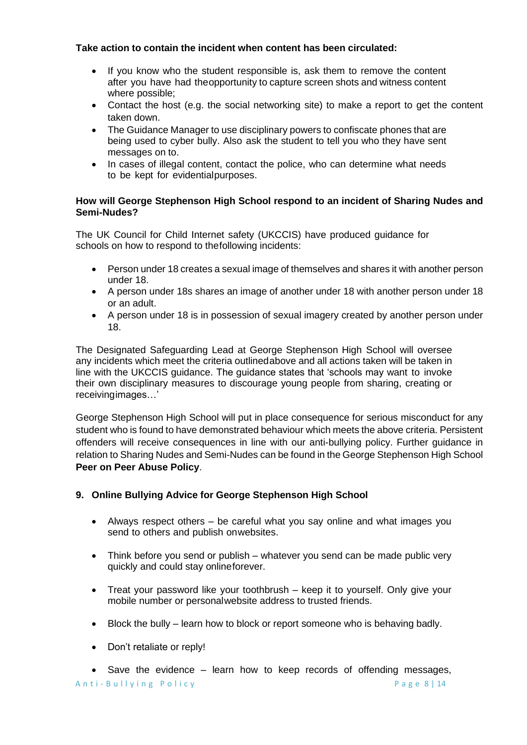**Take action to contain the incident when content has been circulated:**

- If you know who the student responsible is, ask them to remove the content after you have had theopportunity to capture screen shots and witness content where possible;
- Contact the host (e.g. the social networking site) to make a report to get the content taken down.
- The Guidance Manager to use disciplinary powers to confiscate phones that are being used to cyber bully. Also ask the student to tell you who they have sent messages on to.
- In cases of illegal content, contact the police, who can determine what needs to be kept for evidentialpurposes.

**How will George Stephenson High School respond to an incident of Sharing Nudes and Semi-Nudes?**

The UK Council for Child Internet safety (UKCCIS) have produced guidance for schools on how to respond to thefollowing incidents:

- Person under 18 creates a sexual image of themselves and shares it with another person under 18.
- A person under 18s shares an image of another under 18 with another person under 18 or an adult.
- A person under 18 is in possession of sexual imagery created by another person under 18.

The Designated Safeguarding Lead at George Stephenson High School will oversee any incidents which meet the criteria outlinedabove and all actions taken will be taken in line with the UKCCIS guidance. The guidance states that 'schools may want to invoke their own disciplinary measures to discourage young people from sharing, creating or receivingimages…'

George Stephenson High School will put in place consequence for serious misconduct for any student who is found to have demonstrated behaviour which meets the above criteria. Persistent offenders will receive consequences in line with our anti-bullying policy. Further guidance in relation to Sharing Nudes and Semi-Nudes can be found in the George Stephenson High School **Peer on Peer Abuse Policy**.

## 9. Online Bullying Advice for George Stephenson High School

- Always respect others – be careful what you say online and what images you send to others and publish onwebsites.

- Think before you send or publish – whatever you send can be made public very quickly and could stay onlineforever.

- Treat your password like your toothbrush – keep it to yourself. Only give your mobile number or personalwebsite address to trusted friends.

- Block the bully – learn how to block or report someone who is behaving badly.

- Don't retaliate or reply!

- Save the evidence – learn how to keep records of offending messages,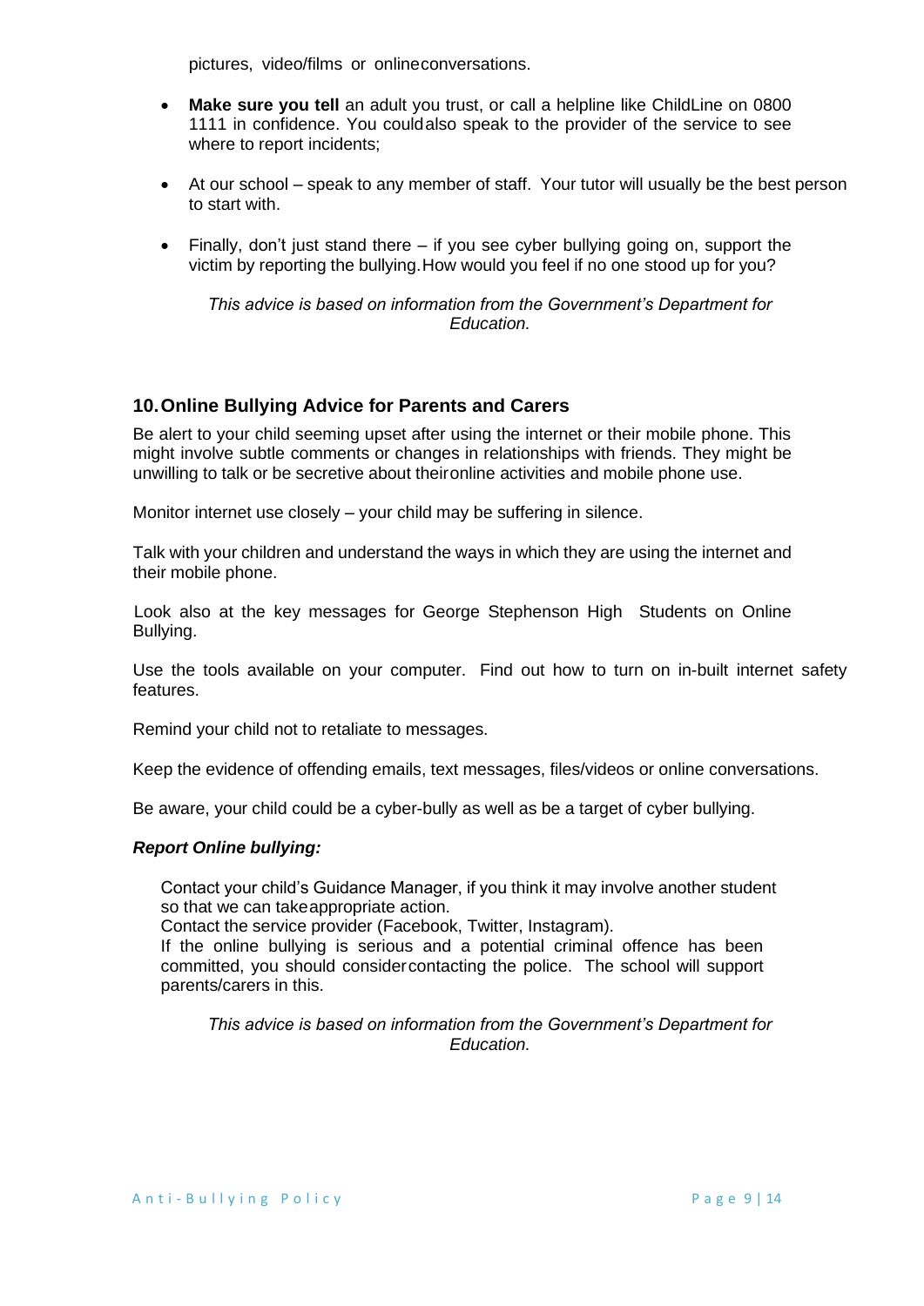pictures, video/films or online conversations.

- **Make sure you tell** an adult you trust, or call a helpline like ChildLine on 0800 1111 in confidence. You could also speak to the provider of the service to see where to report incidents;
- At our school – speak to any member of staff. Your tutor will usually be the best person to start with.
- Finally, don't just stand there – if you see cyber bullying going on, support the victim by reporting the bullying. How would you feel if no one stood up for you?

*This advice is based on information from the Government's Department for Education.*

## 10. Online Bullying Advice for Parents and Carers

Be alert to your child seeming upset after using the internet or their mobile phone. This might involve subtle comments or changes in relationships with friends. They might be unwilling to talk or be secretive about their online activities and mobile phone use.

Monitor internet use closely – your child may be suffering in silence.

Talk with your children and understand the ways in which they are using the internet and their mobile phone.

Look also at the key messages for George Stephenson High Students on Online Bullying.

Use the tools available on your computer. Find out how to turn on in-built internet safety features.

Remind your child not to retaliate to messages.

Keep the evidence of offending emails, text messages, files/videos or online conversations.

Be aware, your child could be a cyber-bully as well as be a target of cyber bullying.

***Report Online bullying:***

Contact your child's Guidance Manager, if you think it may involve another student so that we can take appropriate action.
Contact the service provider (Facebook, Twitter, Instagram).
If the online bullying is serious and a potential criminal offence has been committed, you should consider contacting the police. The school will support parents/carers in this.

*This advice is based on information from the Government's Department for Education.*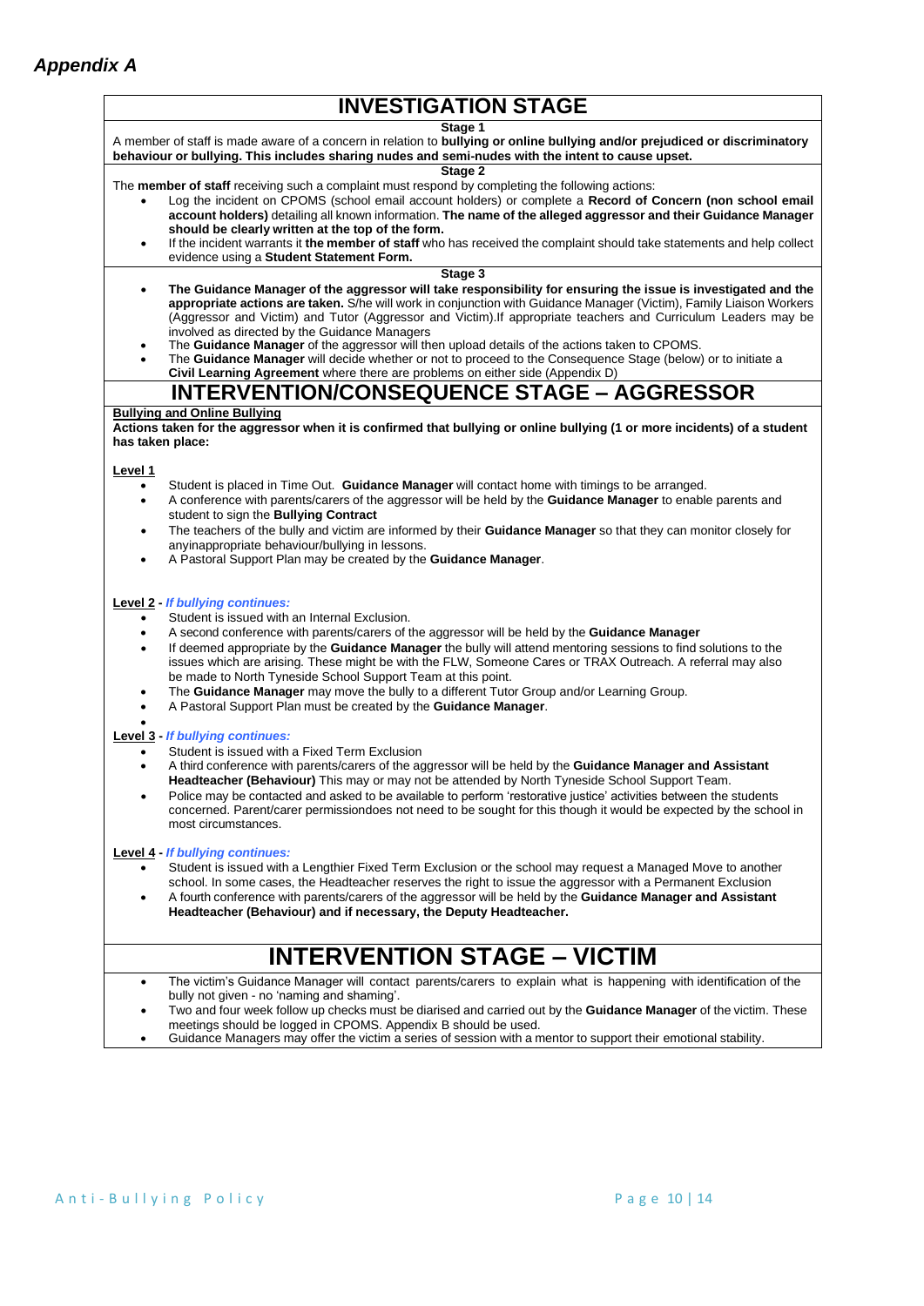## *Appendix A*

# INVESTIGATION STAGE

**Stage 1**

A member of staff is made aware of a concern in relation to **bullying or online bullying and/or prejudiced or discriminatory behaviour or bullying. This includes sharing nudes and semi-nudes with the intent to cause upset.**

**Stage 2**

The **member of staff** receiving such a complaint must respond by completing the following actions:

- Log the incident on CPOMS (school email account holders) or complete a **Record of Concern (non school email account holders)** detailing all known information. **The name of the alleged aggressor and their Guidance Manager should be clearly written at the top of the form.**
- If the incident warrants it **the member of staff** who has received the complaint should take statements and help collect evidence using a **Student Statement Form.**

**Stage 3**

- **The Guidance Manager of the aggressor will take responsibility for ensuring the issue is investigated and the appropriate actions are taken.** S/he will work in conjunction with Guidance Manager (Victim), Family Liaison Workers (Aggressor and Victim) and Tutor (Aggressor and Victim).If appropriate teachers and Curriculum Leaders may be involved as directed by the Guidance Managers
- The **Guidance Manager** of the aggressor will then upload details of the actions taken to CPOMS.
- The **Guidance Manager** will decide whether or not to proceed to the Consequence Stage (below) or to initiate a **Civil Learning Agreement** where there are problems on either side (Appendix D)

# INTERVENTION/CONSEQUENCE STAGE – AGGRESSOR

**Bullying and Online Bullying**

**Actions taken for the aggressor when it is confirmed that bullying or online bullying (1 or more incidents) of a student has taken place:**

**Level 1**

- Student is placed in Time Out. **Guidance Manager** will contact home with timings to be arranged.
- A conference with parents/carers of the aggressor will be held by the **Guidance Manager** to enable parents and student to sign the **Bullying Contract**
- The teachers of the bully and victim are informed by their **Guidance Manager** so that they can monitor closely for anyinappropriate behaviour/bullying in lessons.
- A Pastoral Support Plan may be created by the **Guidance Manager**.

**Level 2** - ***If bullying continues:***

- Student is issued with an Internal Exclusion.
- A second conference with parents/carers of the aggressor will be held by the **Guidance Manager**
- If deemed appropriate by the **Guidance Manager** the bully will attend mentoring sessions to find solutions to the issues which are arising. These might be with the FLW, Someone Cares or TRAX Outreach. A referral may also be made to North Tyneside School Support Team at this point.
- The **Guidance Manager** may move the bully to a different Tutor Group and/or Learning Group.
- A Pastoral Support Plan must be created by the **Guidance Manager**.

**Level 3** - ***If bullying continues:***

- Student is issued with a Fixed Term Exclusion
- A third conference with parents/carers of the aggressor will be held by the **Guidance Manager and Assistant Headteacher (Behaviour)** This may or may not be attended by North Tyneside School Support Team.
- Police may be contacted and asked to be available to perform 'restorative justice' activities between the students concerned. Parent/carer permissiondoes not need to be sought for this though it would be expected by the school in most circumstances.

**Level 4** - ***If bullying continues:***

- Student is issued with a Lengthier Fixed Term Exclusion or the school may request a Managed Move to another school. In some cases, the Headteacher reserves the right to issue the aggressor with a Permanent Exclusion
- A fourth conference with parents/carers of the aggressor will be held by the **Guidance Manager and Assistant Headteacher (Behaviour) and if necessary, the Deputy Headteacher.**

# INTERVENTION STAGE – VICTIM

- The victim's Guidance Manager will contact parents/carers to explain what is happening with identification of the bully not given - no 'naming and shaming'.
- Two and four week follow up checks must be diarised and carried out by the **Guidance Manager** of the victim. These meetings should be logged in CPOMS. Appendix B should be used.
- Guidance Managers may offer the victim a series of session with a mentor to support their emotional stability.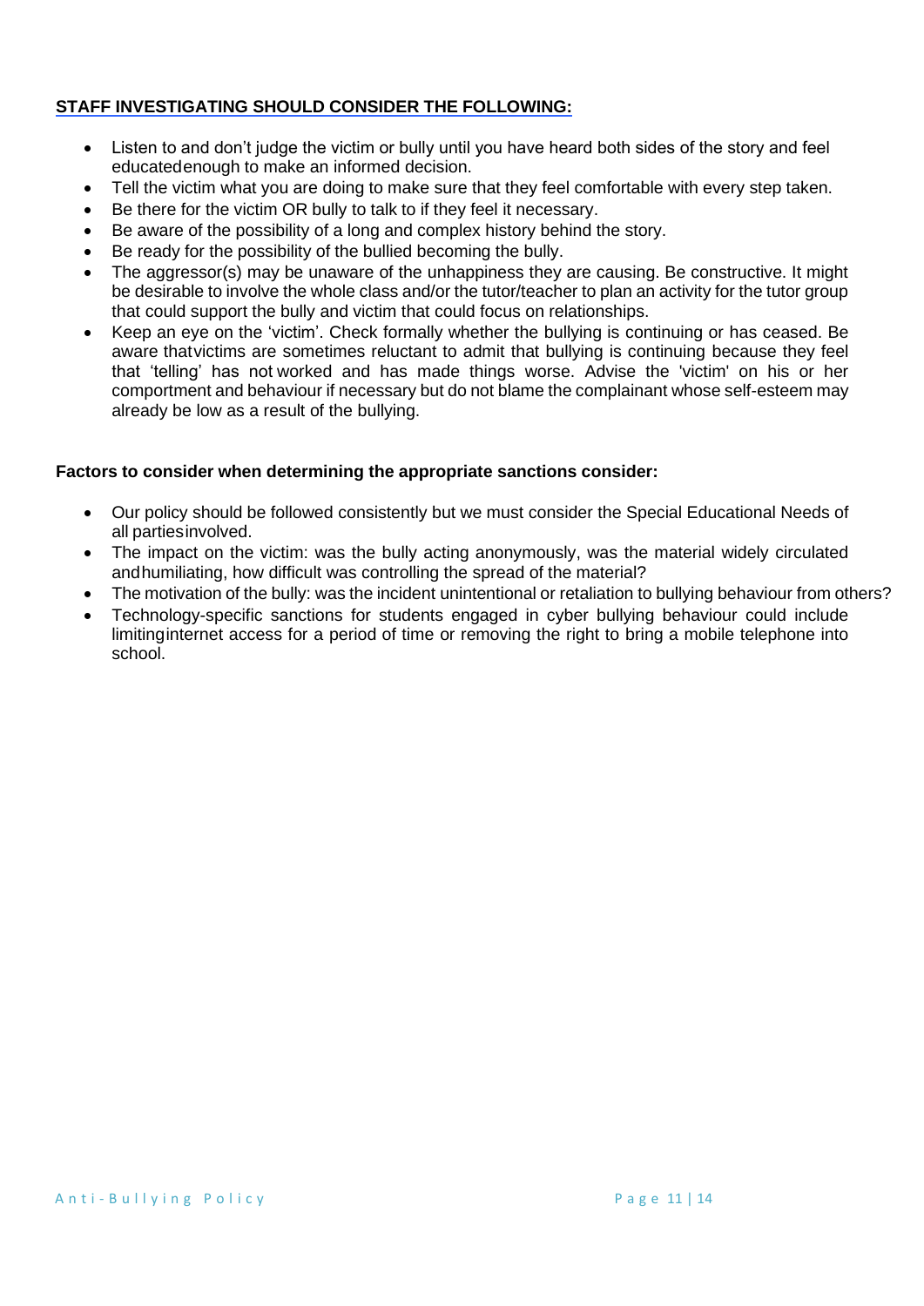## STAFF INVESTIGATING SHOULD CONSIDER THE FOLLOWING:

- Listen to and don't judge the victim or bully until you have heard both sides of the story and feel educatedenough to make an informed decision.
- Tell the victim what you are doing to make sure that they feel comfortable with every step taken.
- Be there for the victim OR bully to talk to if they feel it necessary.
- Be aware of the possibility of a long and complex history behind the story.
- Be ready for the possibility of the bullied becoming the bully.
- The aggressor(s) may be unaware of the unhappiness they are causing. Be constructive. It might be desirable to involve the whole class and/or the tutor/teacher to plan an activity for the tutor group that could support the bully and victim that could focus on relationships.
- Keep an eye on the 'victim'. Check formally whether the bullying is continuing or has ceased. Be aware thatvictims are sometimes reluctant to admit that bullying is continuing because they feel that 'telling' has not worked and has made things worse. Advise the 'victim' on his or her comportment and behaviour if necessary but do not blame the complainant whose self-esteem may already be low as a result of the bullying.

**Factors to consider when determining the appropriate sanctions consider:**

- Our policy should be followed consistently but we must consider the Special Educational Needs of all partiesinvolved.
- The impact on the victim: was the bully acting anonymously, was the material widely circulated andhumiliating, how difficult was controlling the spread of the material?
- The motivation of the bully: was the incident unintentional or retaliation to bullying behaviour from others?
- Technology-specific sanctions for students engaged in cyber bullying behaviour could include limitinginternet access for a period of time or removing the right to bring a mobile telephone into school.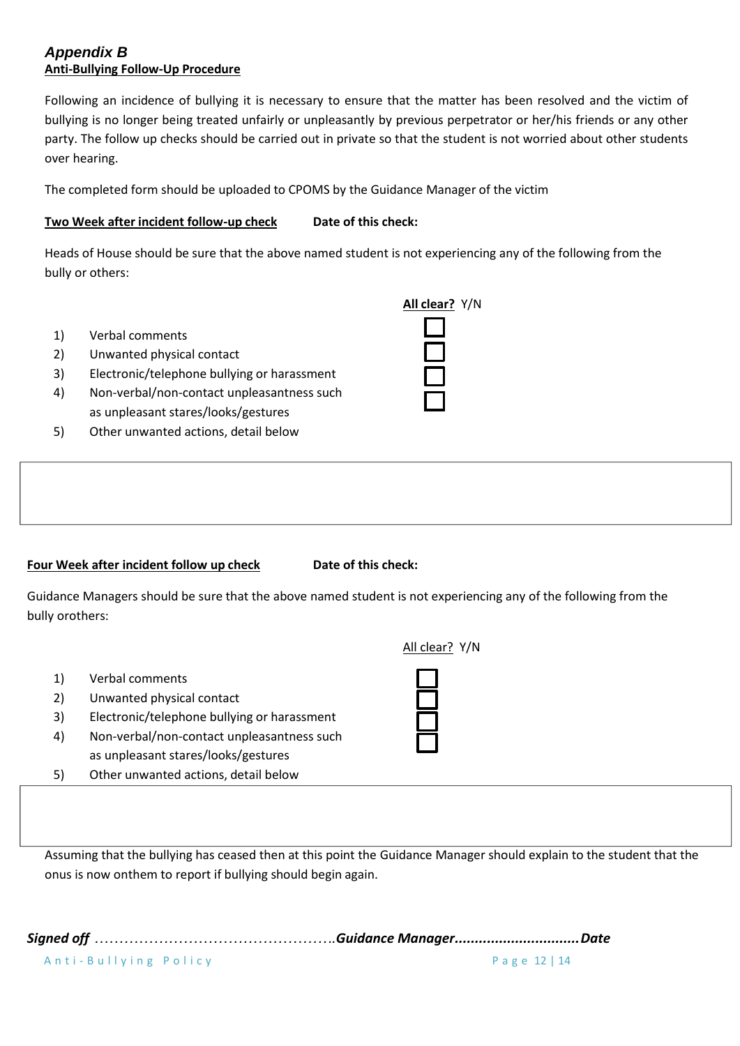### *Appendix B*

**Anti-Bullying Follow-Up Procedure**

Following an incidence of bullying it is necessary to ensure that the matter has been resolved and the victim of bullying is no longer being treated unfairly or unpleasantly by previous perpetrator or her/his friends or any other party. The follow up checks should be carried out in private so that the student is not worried about other students over hearing.

The completed form should be uploaded to CPOMS by the Guidance Manager of the victim

**Two Week after incident follow-up check** **Date of this check:**

Heads of House should be sure that the above named student is not experiencing any of the following from the bully or others:

**All clear?** Y/N

1) Verbal comments ☐
2) Unwanted physical contact ☐
3) Electronic/telephone bullying or harassment ☐
4) Non-verbal/non-contact unpleasantness such as unpleasant stares/looks/gestures ☐
5) Other unwanted actions, detail below

**Four Week after incident follow up check** **Date of this check:**

Guidance Managers should be sure that the above named student is not experiencing any of the following from the bully orothers:

All clear? Y/N

1) Verbal comments ☐
2) Unwanted physical contact ☐
3) Electronic/telephone bullying or harassment ☐
4) Non-verbal/non-contact unpleasantness such as unpleasant stares/looks/gestures ☐
5) Other unwanted actions, detail below

Assuming that the bullying has ceased then at this point the Guidance Manager should explain to the student that the onus is now onthem to report if bullying should begin again.

***Signed off*** ……………………………………………***Guidance Manager*****...............................*Date***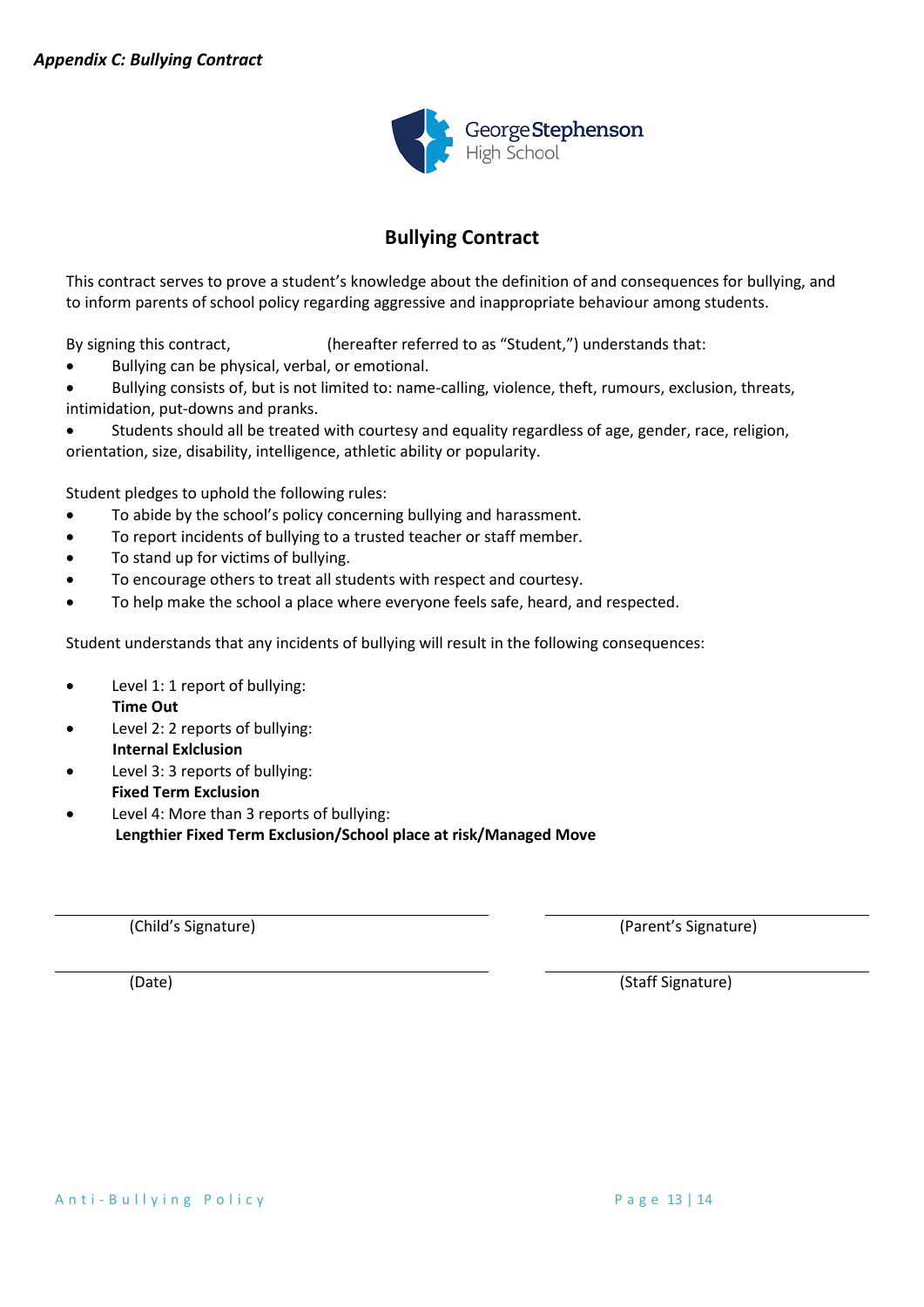***Appendix C: Bullying Contract***

George Stephenson High School

## Bullying Contract

This contract serves to prove a student's knowledge about the definition of and consequences for bullying, and to inform parents of school policy regarding aggressive and inappropriate behaviour among students.

By signing this contract, (hereafter referred to as "Student,") understands that:

- Bullying can be physical, verbal, or emotional.
- Bullying consists of, but is not limited to: name-calling, violence, theft, rumours, exclusion, threats, intimidation, put-downs and pranks.
- Students should all be treated with courtesy and equality regardless of age, gender, race, religion, orientation, size, disability, intelligence, athletic ability or popularity.

Student pledges to uphold the following rules:

- To abide by the school's policy concerning bullying and harassment.
- To report incidents of bullying to a trusted teacher or staff member.
- To stand up for victims of bullying.
- To encourage others to treat all students with respect and courtesy.
- To help make the school a place where everyone feels safe, heard, and respected.

Student understands that any incidents of bullying will result in the following consequences:

- Level 1: 1 report of bullying:
  **Time Out**
- Level 2: 2 reports of bullying:
  **Internal Exlclusion**
- Level 3: 3 reports of bullying:
  **Fixed Term Exclusion**
- Level 4: More than 3 reports of bullying:
  **Lengthier Fixed Term Exclusion/School place at risk/Managed Move**

\_\_\_\_\_\_\_\_\_\_\_\_\_\_\_\_\_\_\_\_\_\_\_\_\_\_\_\_\_\_ (Child's Signature)

\_\_\_\_\_\_\_\_\_\_\_\_\_\_\_\_\_\_\_\_\_\_\_\_\_\_\_\_\_\_ (Parent's Signature)

\_\_\_\_\_\_\_\_\_\_\_\_\_\_\_\_\_\_\_\_\_\_\_\_\_\_\_\_\_\_ (Date)

\_\_\_\_\_\_\_\_\_\_\_\_\_\_\_\_\_\_\_\_\_\_\_\_\_\_\_\_\_\_ (Staff Signature)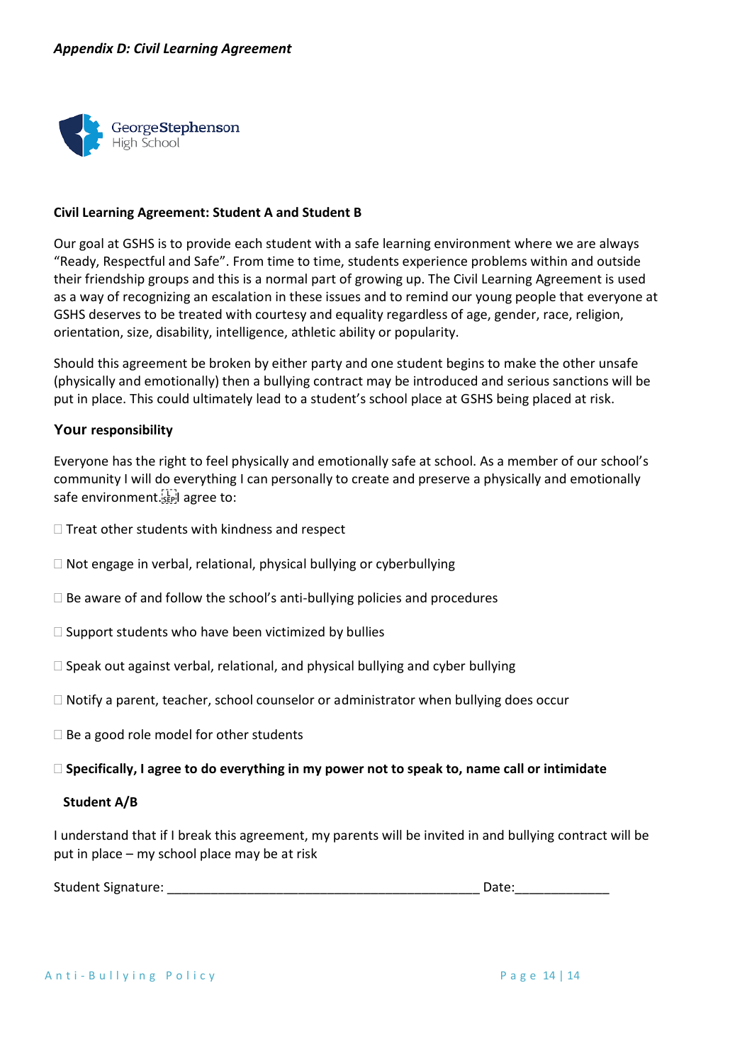***Appendix D: Civil Learning Agreement***

GeorgeStephenson
High School

**Civil Learning Agreement: Student A and Student B**

Our goal at GSHS is to provide each student with a safe learning environment where we are always "Ready, Respectful and Safe". From time to time, students experience problems within and outside their friendship groups and this is a normal part of growing up. The Civil Learning Agreement is used as a way of recognizing an escalation in these issues and to remind our young people that everyone at GSHS deserves to be treated with courtesy and equality regardless of age, gender, race, religion, orientation, size, disability, intelligence, athletic ability or popularity.

Should this agreement be broken by either party and one student begins to make the other unsafe (physically and emotionally) then a bullying contract may be introduced and serious sanctions will be put in place. This could ultimately lead to a student's school place at GSHS being placed at risk.

**Your responsibility**

Everyone has the right to feel physically and emotionally safe at school. As a member of our school's community I will do everything I can personally to create and preserve a physically and emotionally safe environment. I agree to:

- ☐ Treat other students with kindness and respect
- ☐ Not engage in verbal, relational, physical bullying or cyberbullying
- ☐ Be aware of and follow the school's anti-bullying policies and procedures
- ☐ Support students who have been victimized by bullies
- ☐ Speak out against verbal, relational, and physical bullying and cyber bullying
- ☐ Notify a parent, teacher, school counselor or administrator when bullying does occur
- ☐ Be a good role model for other students
- ☐ **Specifically, I agree to do everything in my power not to speak to, name call or intimidate**

**Student A/B**

I understand that if I break this agreement, my parents will be invited in and bullying contract will be put in place – my school place may be at risk

Student Signature: ____________________________________________ Date:_____________